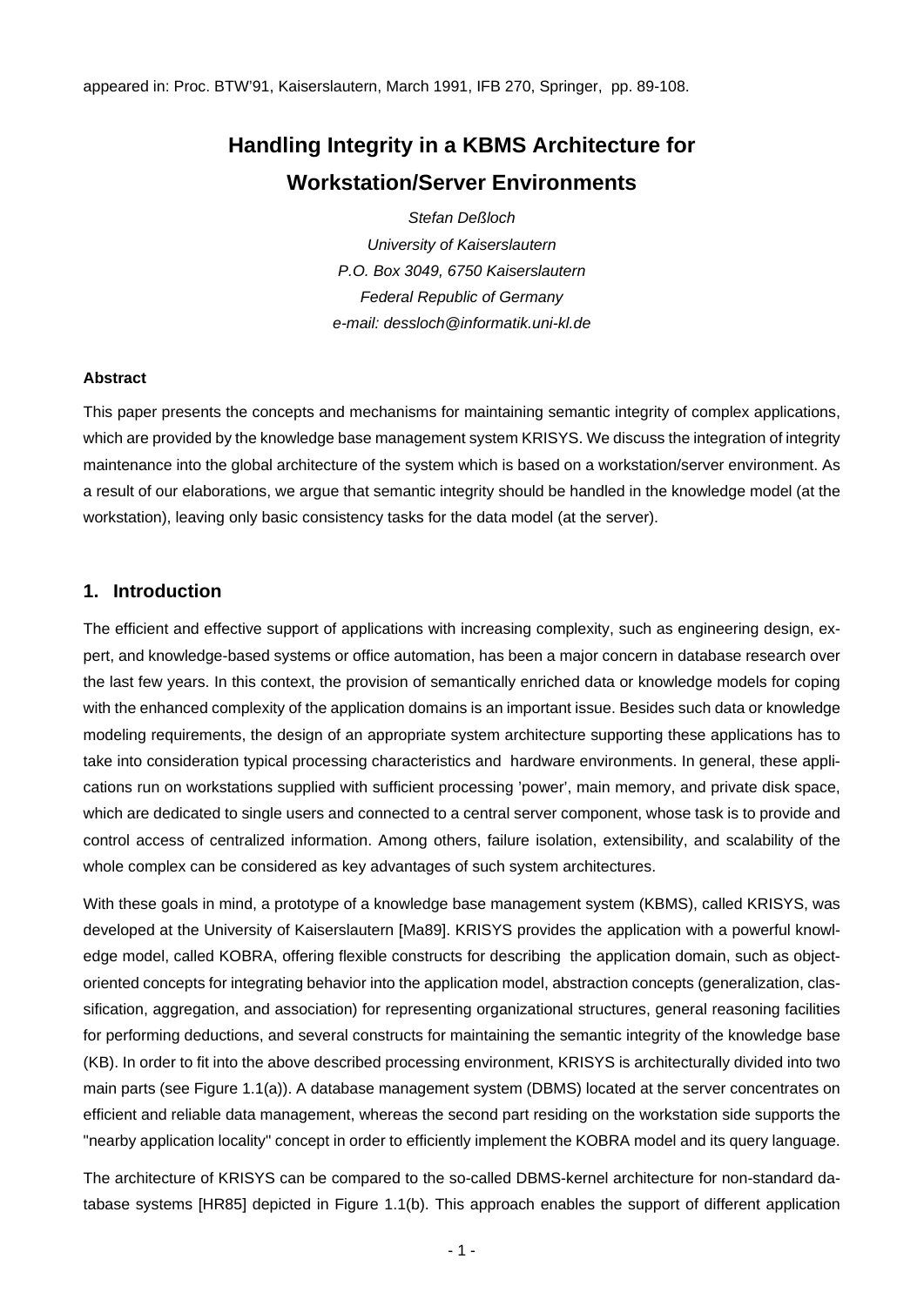appeared in: Proc. BTW'91, Kaiserslautern, March 1991, IFB 270, Springer, pp. 89-108.

# Handling Integrity in a KBMS Architecture for Workstation/Server Environments

*Stefan Deßloch*
*University of Kaiserslautern*
*P.O. Box 3049, 6750 Kaiserslautern*
*Federal Republic of Germany*
*e-mail: dessloch@informatik.uni-kl.de*

#### Abstract

This paper presents the concepts and mechanisms for maintaining semantic integrity of complex applications, which are provided by the knowledge base management system KRISYS. We discuss the integration of integrity maintenance into the global architecture of the system which is based on a workstation/server environment. As a result of our elaborations, we argue that semantic integrity should be handled in the knowledge model (at the workstation), leaving only basic consistency tasks for the data model (at the server).

## 1. Introduction

The efficient and effective support of applications with increasing complexity, such as engineering design, expert, and knowledge-based systems or office automation, has been a major concern in database research over the last few years. In this context, the provision of semantically enriched data or knowledge models for coping with the enhanced complexity of the application domains is an important issue. Besides such data or knowledge modeling requirements, the design of an appropriate system architecture supporting these applications has to take into consideration typical processing characteristics and hardware environments. In general, these applications run on workstations supplied with sufficient processing 'power', main memory, and private disk space, which are dedicated to single users and connected to a central server component, whose task is to provide and control access of centralized information. Among others, failure isolation, extensibility, and scalability of the whole complex can be considered as key advantages of such system architectures.

With these goals in mind, a prototype of a knowledge base management system (KBMS), called KRISYS, was developed at the University of Kaiserslautern [Ma89]. KRISYS provides the application with a powerful knowledge model, called KOBRA, offering flexible constructs for describing the application domain, such as object-oriented concepts for integrating behavior into the application model, abstraction concepts (generalization, classification, aggregation, and association) for representing organizational structures, general reasoning facilities for performing deductions, and several constructs for maintaining the semantic integrity of the knowledge base (KB). In order to fit into the above described processing environment, KRISYS is architecturally divided into two main parts (see Figure 1.1(a)). A database management system (DBMS) located at the server concentrates on efficient and reliable data management, whereas the second part residing on the workstation side supports the "nearby application locality" concept in order to efficiently implement the KOBRA model and its query language.

The architecture of KRISYS can be compared to the so-called DBMS-kernel architecture for non-standard database systems [HR85] depicted in Figure 1.1(b). This approach enables the support of different application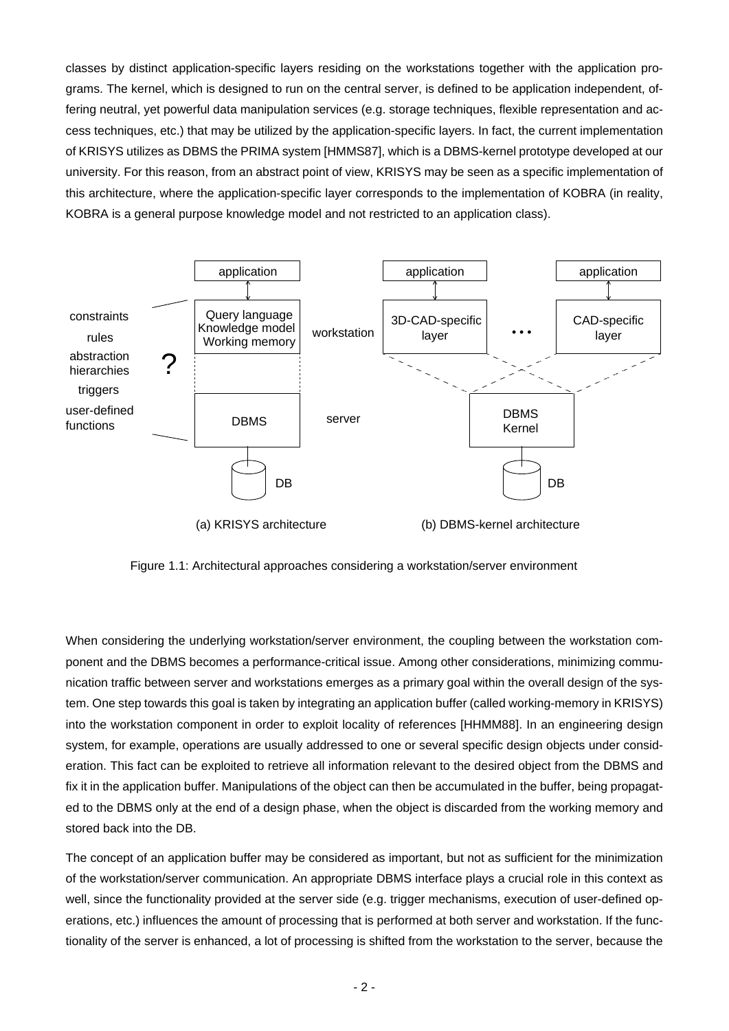classes by distinct application-specific layers residing on the workstations together with the application programs. The kernel, which is designed to run on the central server, is defined to be application independent, offering neutral, yet powerful data manipulation services (e.g. storage techniques, flexible representation and access techniques, etc.) that may be utilized by the application-specific layers. In fact, the current implementation of KRISYS utilizes as DBMS the PRIMA system [HMMS87], which is a DBMS-kernel prototype developed at our university. For this reason, from an abstract point of view, KRISYS may be seen as a specific implementation of this architecture, where the application-specific layer corresponds to the implementation of KOBRA (in reality, KOBRA is a general purpose knowledge model and not restricted to an application class).

Figure 1.1: Architectural approaches considering a workstation/server environment

When considering the underlying workstation/server environment, the coupling between the workstation component and the DBMS becomes a performance-critical issue. Among other considerations, minimizing communication traffic between server and workstations emerges as a primary goal within the overall design of the system. One step towards this goal is taken by integrating an application buffer (called working-memory in KRISYS) into the workstation component in order to exploit locality of references [HHMM88]. In an engineering design system, for example, operations are usually addressed to one or several specific design objects under consideration. This fact can be exploited to retrieve all information relevant to the desired object from the DBMS and fix it in the application buffer. Manipulations of the object can then be accumulated in the buffer, being propagated to the DBMS only at the end of a design phase, when the object is discarded from the working memory and stored back into the DB.

The concept of an application buffer may be considered as important, but not as sufficient for the minimization of the workstation/server communication. An appropriate DBMS interface plays a crucial role in this context as well, since the functionality provided at the server side (e.g. trigger mechanisms, execution of user-defined operations, etc.) influences the amount of processing that is performed at both server and workstation. If the functionality of the server is enhanced, a lot of processing is shifted from the workstation to the server, because the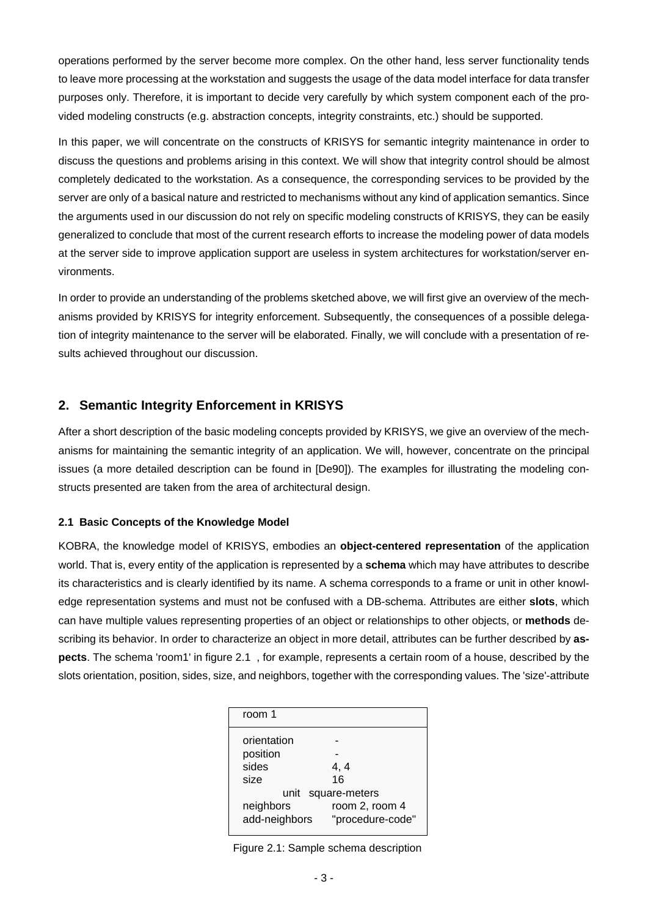operations performed by the server become more complex. On the other hand, less server functionality tends to leave more processing at the workstation and suggests the usage of the data model interface for data transfer purposes only. Therefore, it is important to decide very carefully by which system component each of the provided modeling constructs (e.g. abstraction concepts, integrity constraints, etc.) should be supported.

In this paper, we will concentrate on the constructs of KRISYS for semantic integrity maintenance in order to discuss the questions and problems arising in this context. We will show that integrity control should be almost completely dedicated to the workstation. As a consequence, the corresponding services to be provided by the server are only of a basical nature and restricted to mechanisms without any kind of application semantics. Since the arguments used in our discussion do not rely on specific modeling constructs of KRISYS, they can be easily generalized to conclude that most of the current research efforts to increase the modeling power of data models at the server side to improve application support are useless in system architectures for workstation/server environments.

In order to provide an understanding of the problems sketched above, we will first give an overview of the mechanisms provided by KRISYS for integrity enforcement. Subsequently, the consequences of a possible delegation of integrity maintenance to the server will be elaborated. Finally, we will conclude with a presentation of results achieved throughout our discussion.

## 2. Semantic Integrity Enforcement in KRISYS

After a short description of the basic modeling concepts provided by KRISYS, we give an overview of the mechanisms for maintaining the semantic integrity of an application. We will, however, concentrate on the principal issues (a more detailed description can be found in [De90]). The examples for illustrating the modeling constructs presented are taken from the area of architectural design.

### 2.1 Basic Concepts of the Knowledge Model

KOBRA, the knowledge model of KRISYS, embodies an **object-centered representation** of the application world. That is, every entity of the application is represented by a **schema** which may have attributes to describe its characteristics and is clearly identified by its name. A schema corresponds to a frame or unit in other knowledge representation systems and must not be confused with a DB-schema. Attributes are either **slots**, which can have multiple values representing properties of an object or relationships to other objects, or **methods** describing its behavior. In order to characterize an object in more detail, attributes can be further described by **aspects**. The schema 'room1' in figure 2.1 , for example, represents a certain room of a house, described by the slots orientation, position, sides, size, and neighbors, together with the corresponding values. The 'size'-attribute

```
room 1

orientation        -
position           -
sides              4, 4
size               16
         unit   square-meters
neighbors          room 2, room 4
add-neighbors      "procedure-code"
```

Figure 2.1: Sample schema description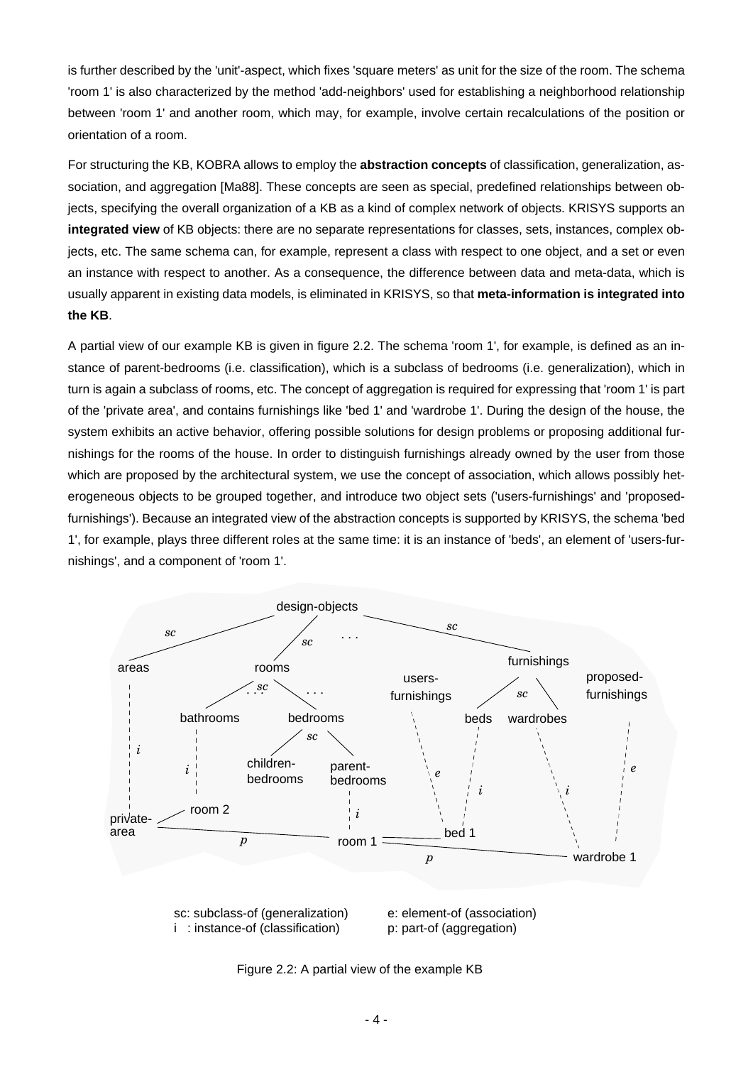is further described by the 'unit'-aspect, which fixes 'square meters' as unit for the size of the room. The schema 'room 1' is also characterized by the method 'add-neighbors' used for establishing a neighborhood relationship between 'room 1' and another room, which may, for example, involve certain recalculations of the position or orientation of a room.

For structuring the KB, KOBRA allows to employ the **abstraction concepts** of classification, generalization, association, and aggregation [Ma88]. These concepts are seen as special, predefined relationships between objects, specifying the overall organization of a KB as a kind of complex network of objects. KRISYS supports an **integrated view** of KB objects: there are no separate representations for classes, sets, instances, complex objects, etc. The same schema can, for example, represent a class with respect to one object, and a set or even an instance with respect to another. As a consequence, the difference between data and meta-data, which is usually apparent in existing data models, is eliminated in KRISYS, so that **meta-information is integrated into the KB**.

A partial view of our example KB is given in figure 2.2. The schema 'room 1', for example, is defined as an instance of parent-bedrooms (i.e. classification), which is a subclass of bedrooms (i.e. generalization), which in turn is again a subclass of rooms, etc. The concept of aggregation is required for expressing that 'room 1' is part of the 'private area', and contains furnishings like 'bed 1' and 'wardrobe 1'. During the design of the house, the system exhibits an active behavior, offering possible solutions for design problems or proposing additional furnishings for the rooms of the house. In order to distinguish furnishings already owned by the user from those which are proposed by the architectural system, we use the concept of association, which allows possibly heterogeneous objects to be grouped together, and introduce two object sets ('users-furnishings' and 'proposed-furnishings'). Because an integrated view of the abstraction concepts is supported by KRISYS, the schema 'bed 1', for example, plays three different roles at the same time: it is an instance of 'beds', an element of 'users-furnishings', and a component of 'room 1'.

sc: subclass-of (generalization)
i : instance-of (classification)
e: element-of (association)
p: part-of (aggregation)

Figure 2.2: A partial view of the example KB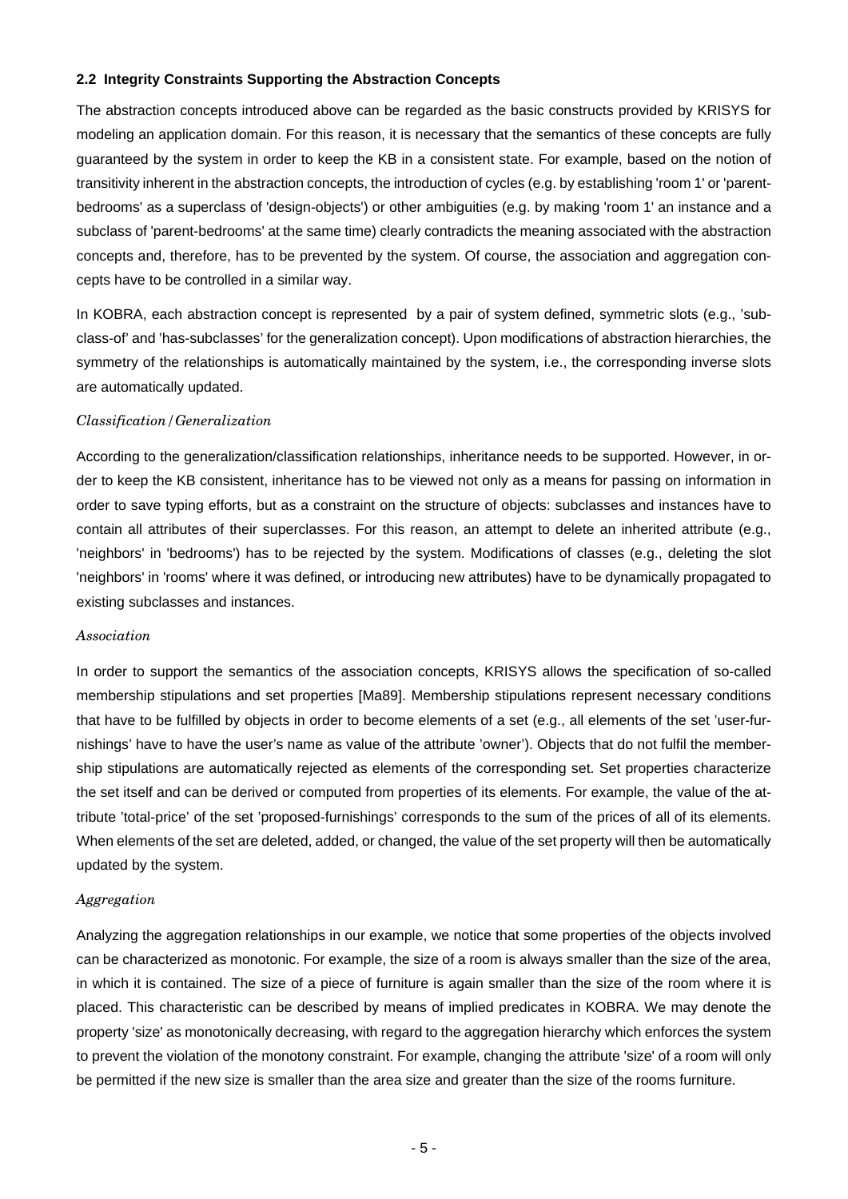### 2.2 Integrity Constraints Supporting the Abstraction Concepts

The abstraction concepts introduced above can be regarded as the basic constructs provided by KRISYS for modeling an application domain. For this reason, it is necessary that the semantics of these concepts are fully guaranteed by the system in order to keep the KB in a consistent state. For example, based on the notion of transitivity inherent in the abstraction concepts, the introduction of cycles (e.g. by establishing 'room 1' or 'parent-bedrooms' as a superclass of 'design-objects') or other ambiguities (e.g. by making 'room 1' an instance and a subclass of 'parent-bedrooms' at the same time) clearly contradicts the meaning associated with the abstraction concepts and, therefore, has to be prevented by the system. Of course, the association and aggregation concepts have to be controlled in a similar way.

In KOBRA, each abstraction concept is represented by a pair of system defined, symmetric slots (e.g., 'subclass-of' and 'has-subclasses' for the generalization concept). Upon modifications of abstraction hierarchies, the symmetry of the relationships is automatically maintained by the system, i.e., the corresponding inverse slots are automatically updated.

*Classification / Generalization*

According to the generalization/classification relationships, inheritance needs to be supported. However, in order to keep the KB consistent, inheritance has to be viewed not only as a means for passing on information in order to save typing efforts, but as a constraint on the structure of objects: subclasses and instances have to contain all attributes of their superclasses. For this reason, an attempt to delete an inherited attribute (e.g., 'neighbors' in 'bedrooms') has to be rejected by the system. Modifications of classes (e.g., deleting the slot 'neighbors' in 'rooms' where it was defined, or introducing new attributes) have to be dynamically propagated to existing subclasses and instances.

*Association*

In order to support the semantics of the association concepts, KRISYS allows the specification of so-called membership stipulations and set properties [Ma89]. Membership stipulations represent necessary conditions that have to be fulfilled by objects in order to become elements of a set (e.g., all elements of the set 'user-furnishings' have to have the user's name as value of the attribute 'owner'). Objects that do not fulfil the membership stipulations are automatically rejected as elements of the corresponding set. Set properties characterize the set itself and can be derived or computed from properties of its elements. For example, the value of the attribute 'total-price' of the set 'proposed-furnishings' corresponds to the sum of the prices of all of its elements. When elements of the set are deleted, added, or changed, the value of the set property will then be automatically updated by the system.

*Aggregation*

Analyzing the aggregation relationships in our example, we notice that some properties of the objects involved can be characterized as monotonic. For example, the size of a room is always smaller than the size of the area, in which it is contained. The size of a piece of furniture is again smaller than the size of the room where it is placed. This characteristic can be described by means of implied predicates in KOBRA. We may denote the property 'size' as monotonically decreasing, with regard to the aggregation hierarchy which enforces the system to prevent the violation of the monotony constraint. For example, changing the attribute 'size' of a room will only be permitted if the new size is smaller than the area size and greater than the size of the rooms furniture.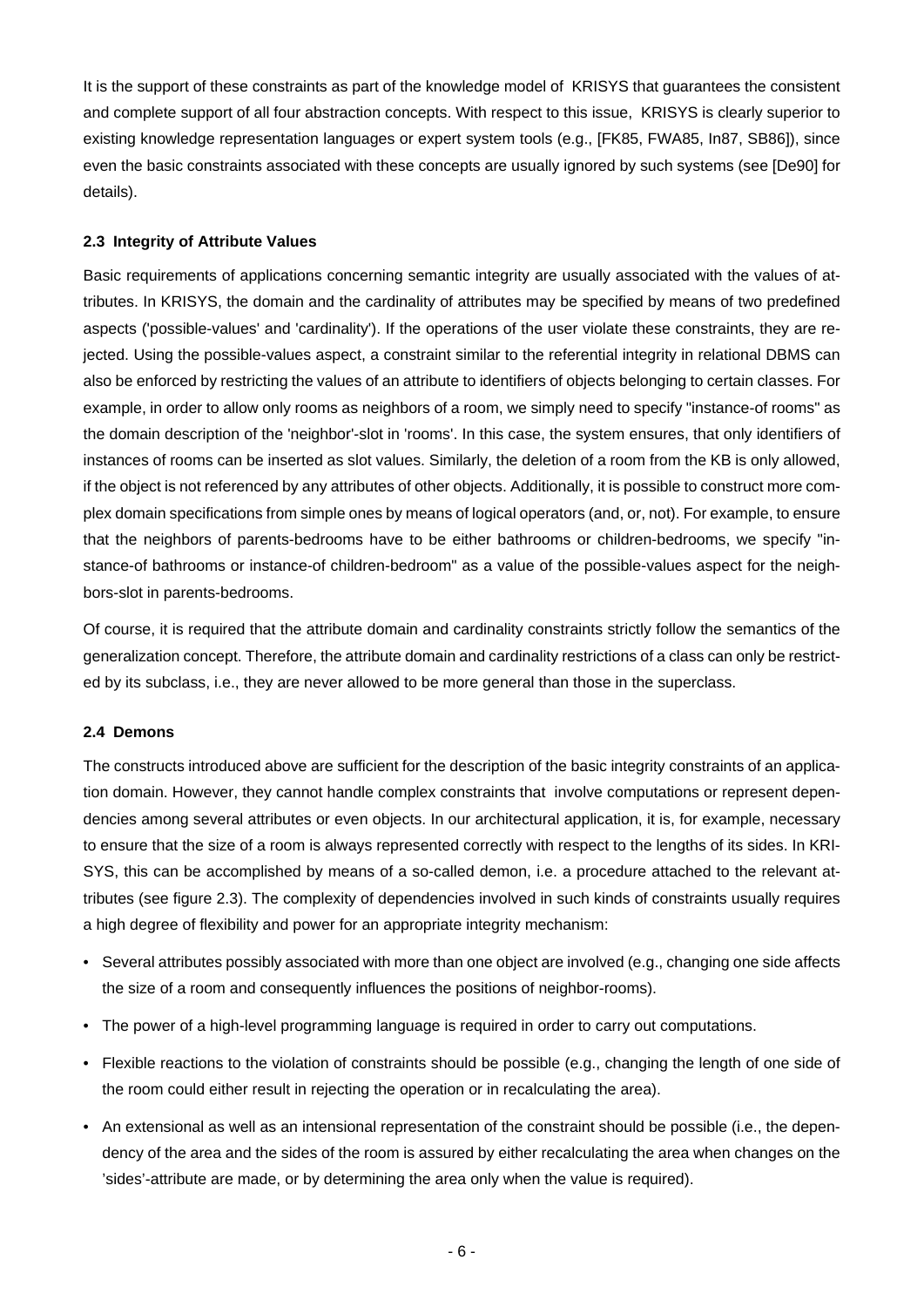It is the support of these constraints as part of the knowledge model of KRISYS that guarantees the consistent and complete support of all four abstraction concepts. With respect to this issue, KRISYS is clearly superior to existing knowledge representation languages or expert system tools (e.g., [FK85, FWA85, In87, SB86]), since even the basic constraints associated with these concepts are usually ignored by such systems (see [De90] for details).

### 2.3 Integrity of Attribute Values

Basic requirements of applications concerning semantic integrity are usually associated with the values of attributes. In KRISYS, the domain and the cardinality of attributes may be specified by means of two predefined aspects ('possible-values' and 'cardinality'). If the operations of the user violate these constraints, they are rejected. Using the possible-values aspect, a constraint similar to the referential integrity in relational DBMS can also be enforced by restricting the values of an attribute to identifiers of objects belonging to certain classes. For example, in order to allow only rooms as neighbors of a room, we simply need to specify "instance-of rooms" as the domain description of the 'neighbor'-slot in 'rooms'. In this case, the system ensures, that only identifiers of instances of rooms can be inserted as slot values. Similarly, the deletion of a room from the KB is only allowed, if the object is not referenced by any attributes of other objects. Additionally, it is possible to construct more complex domain specifications from simple ones by means of logical operators (and, or, not). For example, to ensure that the neighbors of parents-bedrooms have to be either bathrooms or children-bedrooms, we specify "instance-of bathrooms or instance-of children-bedroom" as a value of the possible-values aspect for the neighbors-slot in parents-bedrooms.

Of course, it is required that the attribute domain and cardinality constraints strictly follow the semantics of the generalization concept. Therefore, the attribute domain and cardinality restrictions of a class can only be restricted by its subclass, i.e., they are never allowed to be more general than those in the superclass.

### 2.4 Demons

The constructs introduced above are sufficient for the description of the basic integrity constraints of an application domain. However, they cannot handle complex constraints that involve computations or represent dependencies among several attributes or even objects. In our architectural application, it is, for example, necessary to ensure that the size of a room is always represented correctly with respect to the lengths of its sides. In KRISYS, this can be accomplished by means of a so-called demon, i.e. a procedure attached to the relevant attributes (see figure 2.3). The complexity of dependencies involved in such kinds of constraints usually requires a high degree of flexibility and power for an appropriate integrity mechanism:

- Several attributes possibly associated with more than one object are involved (e.g., changing one side affects the size of a room and consequently influences the positions of neighbor-rooms).
- The power of a high-level programming language is required in order to carry out computations.
- Flexible reactions to the violation of constraints should be possible (e.g., changing the length of one side of the room could either result in rejecting the operation or in recalculating the area).
- An extensional as well as an intensional representation of the constraint should be possible (i.e., the dependency of the area and the sides of the room is assured by either recalculating the area when changes on the 'sides'-attribute are made, or by determining the area only when the value is required).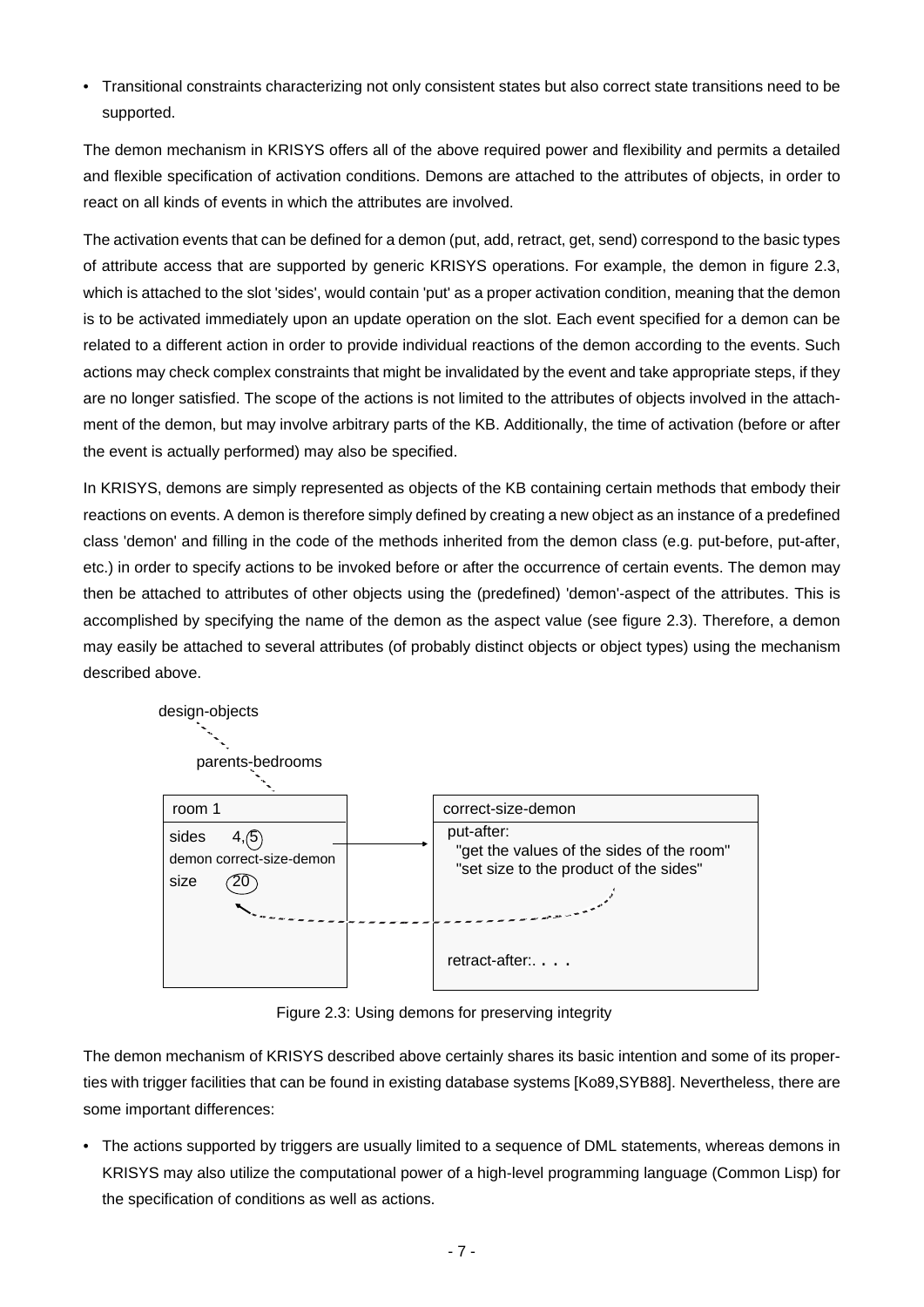- Transitional constraints characterizing not only consistent states but also correct state transitions need to be supported.

The demon mechanism in KRISYS offers all of the above required power and flexibility and permits a detailed and flexible specification of activation conditions. Demons are attached to the attributes of objects, in order to react on all kinds of events in which the attributes are involved.

The activation events that can be defined for a demon (put, add, retract, get, send) correspond to the basic types of attribute access that are supported by generic KRISYS operations. For example, the demon in figure 2.3, which is attached to the slot 'sides', would contain 'put' as a proper activation condition, meaning that the demon is to be activated immediately upon an update operation on the slot. Each event specified for a demon can be related to a different action in order to provide individual reactions of the demon according to the events. Such actions may check complex constraints that might be invalidated by the event and take appropriate steps, if they are no longer satisfied. The scope of the actions is not limited to the attributes of objects involved in the attachment of the demon, but may involve arbitrary parts of the KB. Additionally, the time of activation (before or after the event is actually performed) may also be specified.

In KRISYS, demons are simply represented as objects of the KB containing certain methods that embody their reactions on events. A demon is therefore simply defined by creating a new object as an instance of a predefined class 'demon' and filling in the code of the methods inherited from the demon class (e.g. put-before, put-after, etc.) in order to specify actions to be invoked before or after the occurrence of certain events. The demon may then be attached to attributes of other objects using the (predefined) 'demon'-aspect of the attributes. This is accomplished by specifying the name of the demon as the aspect value (see figure 2.3). Therefore, a demon may easily be attached to several attributes (of probably distinct objects or object types) using the mechanism described above.

design-objects

parents-bedrooms

room 1

sides 4, 5

demon correct-size-demon

size 20

correct-size-demon

put-after:

"get the values of the sides of the room"

"set size to the product of the sides"

retract-after: . . .

Figure 2.3: Using demons for preserving integrity

The demon mechanism of KRISYS described above certainly shares its basic intention and some of its properties with trigger facilities that can be found in existing database systems [Ko89,SYB88]. Nevertheless, there are some important differences:

- The actions supported by triggers are usually limited to a sequence of DML statements, whereas demons in KRISYS may also utilize the computational power of a high-level programming language (Common Lisp) for the specification of conditions as well as actions.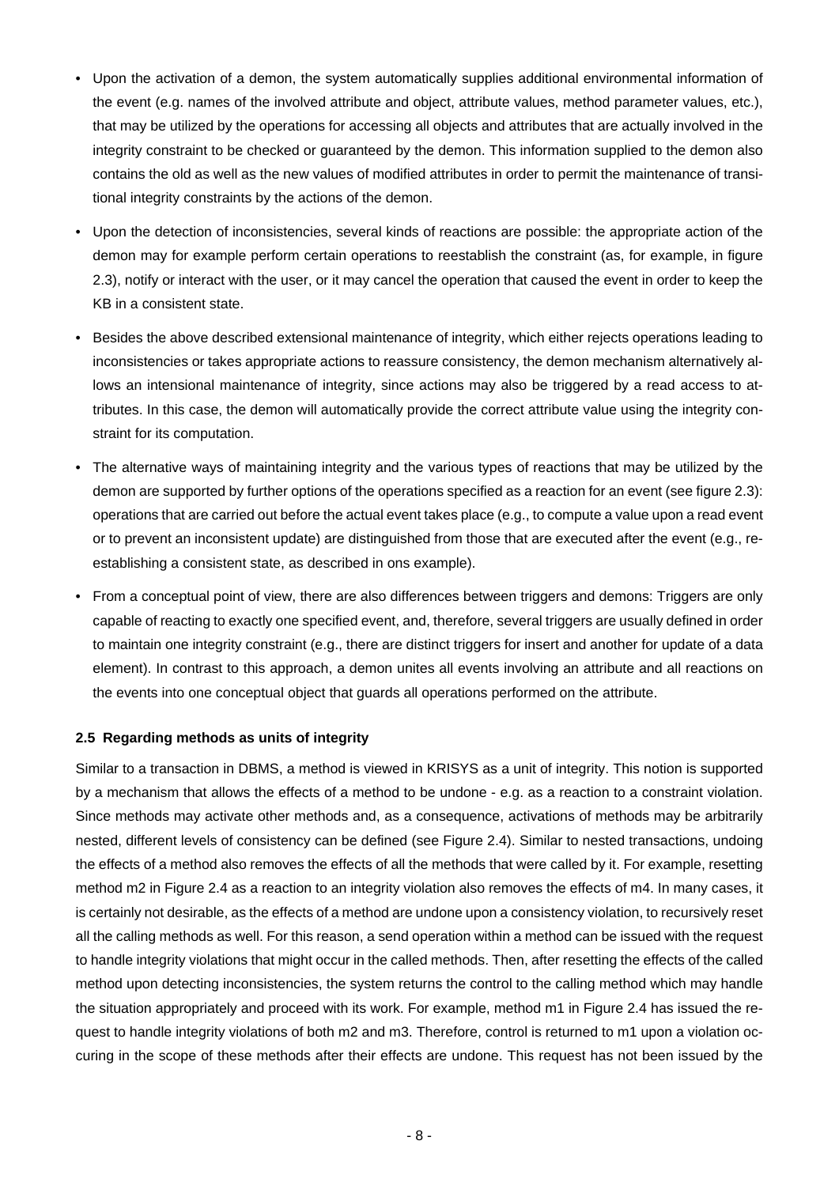- Upon the activation of a demon, the system automatically supplies additional environmental information of the event (e.g. names of the involved attribute and object, attribute values, method parameter values, etc.), that may be utilized by the operations for accessing all objects and attributes that are actually involved in the integrity constraint to be checked or guaranteed by the demon. This information supplied to the demon also contains the old as well as the new values of modified attributes in order to permit the maintenance of transitional integrity constraints by the actions of the demon.
- Upon the detection of inconsistencies, several kinds of reactions are possible: the appropriate action of the demon may for example perform certain operations to reestablish the constraint (as, for example, in figure 2.3), notify or interact with the user, or it may cancel the operation that caused the event in order to keep the KB in a consistent state.
- Besides the above described extensional maintenance of integrity, which either rejects operations leading to inconsistencies or takes appropriate actions to reassure consistency, the demon mechanism alternatively allows an intensional maintenance of integrity, since actions may also be triggered by a read access to attributes. In this case, the demon will automatically provide the correct attribute value using the integrity constraint for its computation.
- The alternative ways of maintaining integrity and the various types of reactions that may be utilized by the demon are supported by further options of the operations specified as a reaction for an event (see figure 2.3): operations that are carried out before the actual event takes place (e.g., to compute a value upon a read event or to prevent an inconsistent update) are distinguished from those that are executed after the event (e.g., reestablishing a consistent state, as described in ons example).
- From a conceptual point of view, there are also differences between triggers and demons: Triggers are only capable of reacting to exactly one specified event, and, therefore, several triggers are usually defined in order to maintain one integrity constraint (e.g., there are distinct triggers for insert and another for update of a data element). In contrast to this approach, a demon unites all events involving an attribute and all reactions on the events into one conceptual object that guards all operations performed on the attribute.

### 2.5 Regarding methods as units of integrity

Similar to a transaction in DBMS, a method is viewed in KRISYS as a unit of integrity. This notion is supported by a mechanism that allows the effects of a method to be undone - e.g. as a reaction to a constraint violation. Since methods may activate other methods and, as a consequence, activations of methods may be arbitrarily nested, different levels of consistency can be defined (see Figure 2.4). Similar to nested transactions, undoing the effects of a method also removes the effects of all the methods that were called by it. For example, resetting method m2 in Figure 2.4 as a reaction to an integrity violation also removes the effects of m4. In many cases, it is certainly not desirable, as the effects of a method are undone upon a consistency violation, to recursively reset all the calling methods as well. For this reason, a send operation within a method can be issued with the request to handle integrity violations that might occur in the called methods. Then, after resetting the effects of the called method upon detecting inconsistencies, the system returns the control to the calling method which may handle the situation appropriately and proceed with its work. For example, method m1 in Figure 2.4 has issued the request to handle integrity violations of both m2 and m3. Therefore, control is returned to m1 upon a violation occuring in the scope of these methods after their effects are undone. This request has not been issued by the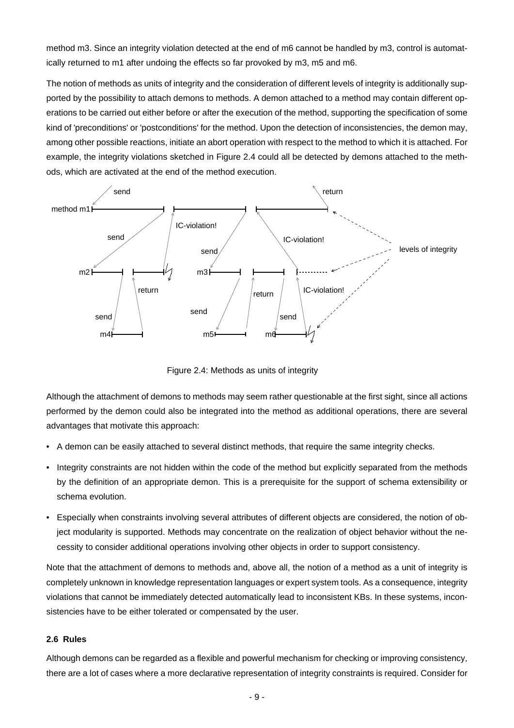method m3. Since an integrity violation detected at the end of m6 cannot be handled by m3, control is automatically returned to m1 after undoing the effects so far provoked by m3, m5 and m6.

The notion of methods as units of integrity and the consideration of different levels of integrity is additionally supported by the possibility to attach demons to methods. A demon attached to a method may contain different operations to be carried out either before or after the execution of the method, supporting the specification of some kind of 'preconditions' or 'postconditions' for the method. Upon the detection of inconsistencies, the demon may, among other possible reactions, initiate an abort operation with respect to the method to which it is attached. For example, the integrity violations sketched in Figure 2.4 could all be detected by demons attached to the methods, which are activated at the end of the method execution.

Figure 2.4: Methods as units of integrity

Although the attachment of demons to methods may seem rather questionable at the first sight, since all actions performed by the demon could also be integrated into the method as additional operations, there are several advantages that motivate this approach:

- A demon can be easily attached to several distinct methods, that require the same integrity checks.
- Integrity constraints are not hidden within the code of the method but explicitly separated from the methods by the definition of an appropriate demon. This is a prerequisite for the support of schema extensibility or schema evolution.
- Especially when constraints involving several attributes of different objects are considered, the notion of object modularity is supported. Methods may concentrate on the realization of object behavior without the necessity to consider additional operations involving other objects in order to support consistency.

Note that the attachment of demons to methods and, above all, the notion of a method as a unit of integrity is completely unknown in knowledge representation languages or expert system tools. As a consequence, integrity violations that cannot be immediately detected automatically lead to inconsistent KBs. In these systems, inconsistencies have to be either tolerated or compensated by the user.

### 2.6 Rules

Although demons can be regarded as a flexible and powerful mechanism for checking or improving consistency, there are a lot of cases where a more declarative representation of integrity constraints is required. Consider for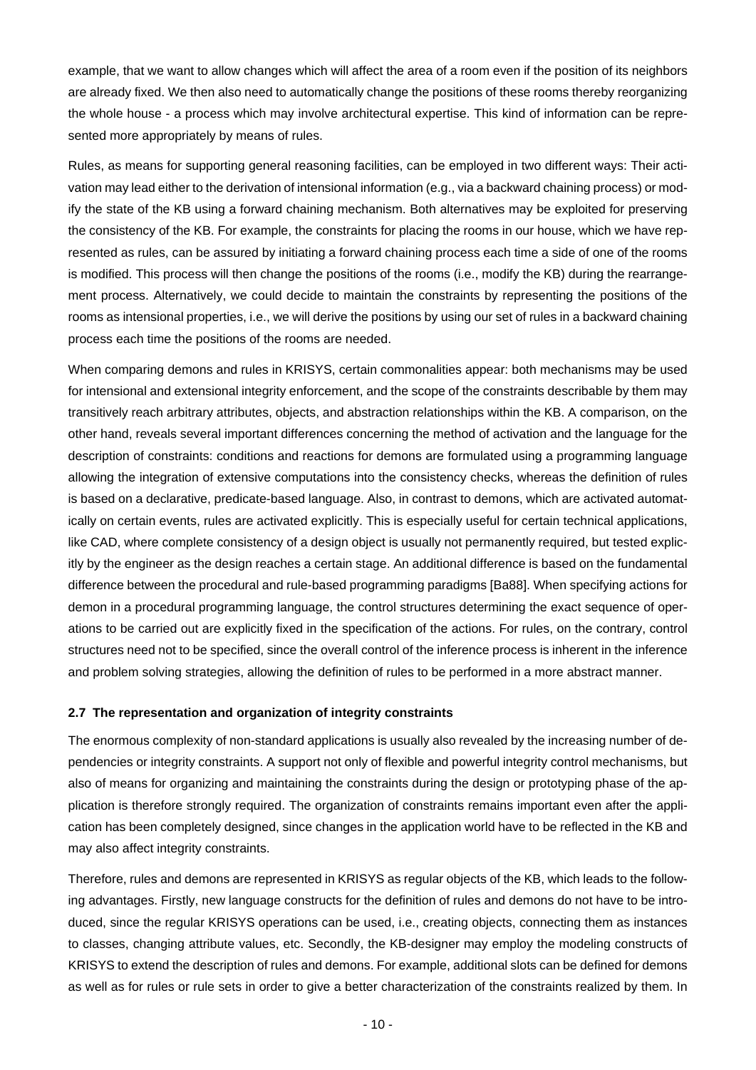example, that we want to allow changes which will affect the area of a room even if the position of its neighbors are already fixed. We then also need to automatically change the positions of these rooms thereby reorganizing the whole house - a process which may involve architectural expertise. This kind of information can be represented more appropriately by means of rules.

Rules, as means for supporting general reasoning facilities, can be employed in two different ways: Their activation may lead either to the derivation of intensional information (e.g., via a backward chaining process) or modify the state of the KB using a forward chaining mechanism. Both alternatives may be exploited for preserving the consistency of the KB. For example, the constraints for placing the rooms in our house, which we have represented as rules, can be assured by initiating a forward chaining process each time a side of one of the rooms is modified. This process will then change the positions of the rooms (i.e., modify the KB) during the rearrangement process. Alternatively, we could decide to maintain the constraints by representing the positions of the rooms as intensional properties, i.e., we will derive the positions by using our set of rules in a backward chaining process each time the positions of the rooms are needed.

When comparing demons and rules in KRISYS, certain commonalities appear: both mechanisms may be used for intensional and extensional integrity enforcement, and the scope of the constraints describable by them may transitively reach arbitrary attributes, objects, and abstraction relationships within the KB. A comparison, on the other hand, reveals several important differences concerning the method of activation and the language for the description of constraints: conditions and reactions for demons are formulated using a programming language allowing the integration of extensive computations into the consistency checks, whereas the definition of rules is based on a declarative, predicate-based language. Also, in contrast to demons, which are activated automatically on certain events, rules are activated explicitly. This is especially useful for certain technical applications, like CAD, where complete consistency of a design object is usually not permanently required, but tested explicitly by the engineer as the design reaches a certain stage. An additional difference is based on the fundamental difference between the procedural and rule-based programming paradigms [Ba88]. When specifying actions for demon in a procedural programming language, the control structures determining the exact sequence of operations to be carried out are explicitly fixed in the specification of the actions. For rules, on the contrary, control structures need not to be specified, since the overall control of the inference process is inherent in the inference and problem solving strategies, allowing the definition of rules to be performed in a more abstract manner.

### 2.7 The representation and organization of integrity constraints

The enormous complexity of non-standard applications is usually also revealed by the increasing number of dependencies or integrity constraints. A support not only of flexible and powerful integrity control mechanisms, but also of means for organizing and maintaining the constraints during the design or prototyping phase of the application is therefore strongly required. The organization of constraints remains important even after the application has been completely designed, since changes in the application world have to be reflected in the KB and may also affect integrity constraints.

Therefore, rules and demons are represented in KRISYS as regular objects of the KB, which leads to the following advantages. Firstly, new language constructs for the definition of rules and demons do not have to be introduced, since the regular KRISYS operations can be used, i.e., creating objects, connecting them as instances to classes, changing attribute values, etc. Secondly, the KB-designer may employ the modeling constructs of KRISYS to extend the description of rules and demons. For example, additional slots can be defined for demons as well as for rules or rule sets in order to give a better characterization of the constraints realized by them. In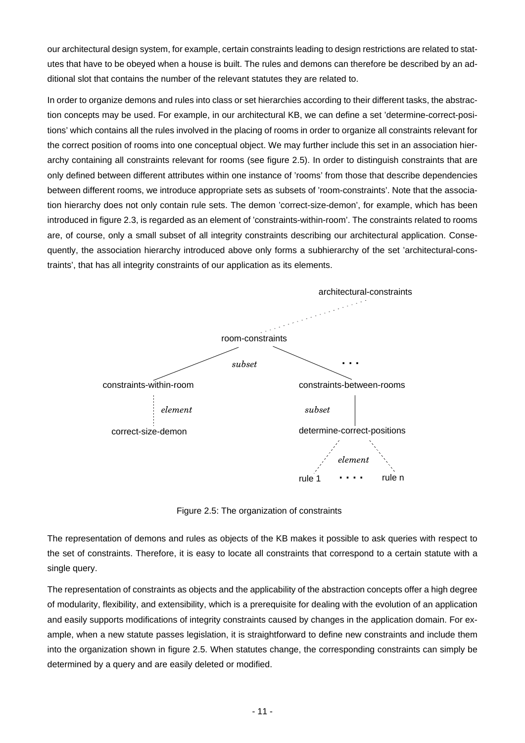our architectural design system, for example, certain constraints leading to design restrictions are related to statutes that have to be obeyed when a house is built. The rules and demons can therefore be described by an additional slot that contains the number of the relevant statutes they are related to.

In order to organize demons and rules into class or set hierarchies according to their different tasks, the abstraction concepts may be used. For example, in our architectural KB, we can define a set 'determine-correct-positions' which contains all the rules involved in the placing of rooms in order to organize all constraints relevant for the correct position of rooms into one conceptual object. We may further include this set in an association hierarchy containing all constraints relevant for rooms (see figure 2.5). In order to distinguish constraints that are only defined between different attributes within one instance of 'rooms' from those that describe dependencies between different rooms, we introduce appropriate sets as subsets of 'room-constraints'. Note that the association hierarchy does not only contain rule sets. The demon 'correct-size-demon', for example, which has been introduced in figure 2.3, is regarded as an element of 'constraints-within-room'. The constraints related to rooms are, of course, only a small subset of all integrity constraints describing our architectural application. Consequently, the association hierarchy introduced above only forms a subhierarchy of the set 'architectural-constraints', that has all integrity constraints of our application as its elements.

```
                                        architectural-constraints
                                     . . . . . . . .
                          room-constraints
                        /                  \
                      subset                 ...
                    /                          \
constraints-within-room              constraints-between-rooms
          :                                        |
       element                          subset     |
          :                                        |
correct-size-demon                  determine-correct-positions
                                          .              .
                                              element
                                     rule 1    ....    rule n
```

Figure 2.5: The organization of constraints

The representation of demons and rules as objects of the KB makes it possible to ask queries with respect to the set of constraints. Therefore, it is easy to locate all constraints that correspond to a certain statute with a single query.

The representation of constraints as objects and the applicability of the abstraction concepts offer a high degree of modularity, flexibility, and extensibility, which is a prerequisite for dealing with the evolution of an application and easily supports modifications of integrity constraints caused by changes in the application domain. For example, when a new statute passes legislation, it is straightforward to define new constraints and include them into the organization shown in figure 2.5. When statutes change, the corresponding constraints can simply be determined by a query and are easily deleted or modified.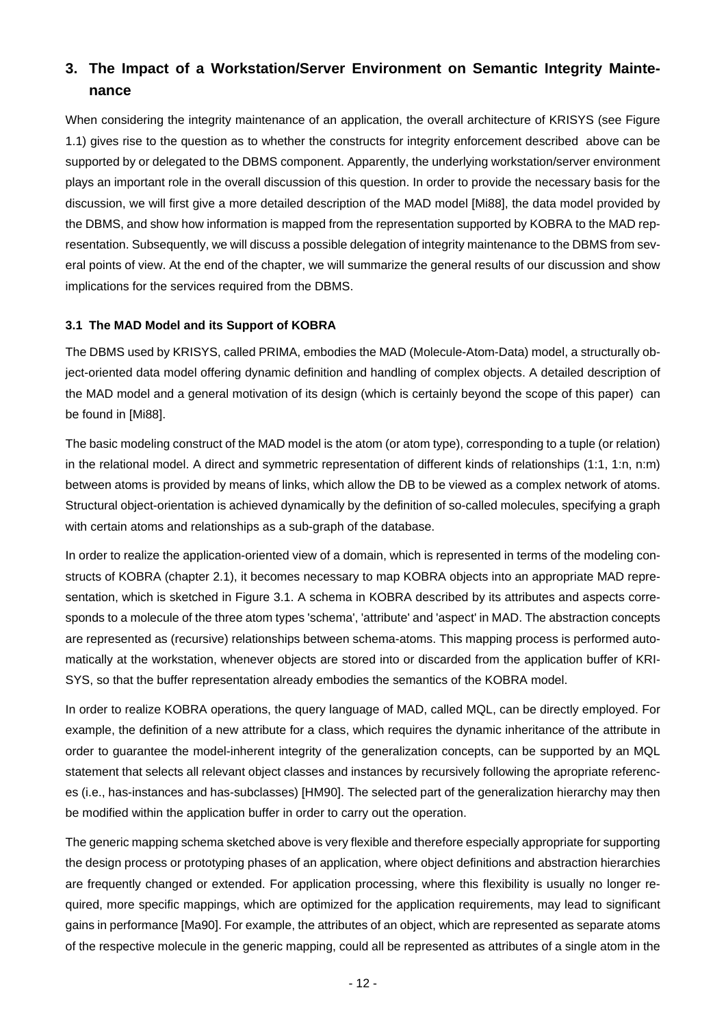## 3. The Impact of a Workstation/Server Environment on Semantic Integrity Maintenance

When considering the integrity maintenance of an application, the overall architecture of KRISYS (see Figure 1.1) gives rise to the question as to whether the constructs for integrity enforcement described above can be supported by or delegated to the DBMS component. Apparently, the underlying workstation/server environment plays an important role in the overall discussion of this question. In order to provide the necessary basis for the discussion, we will first give a more detailed description of the MAD model [Mi88], the data model provided by the DBMS, and show how information is mapped from the representation supported by KOBRA to the MAD representation. Subsequently, we will discuss a possible delegation of integrity maintenance to the DBMS from several points of view. At the end of the chapter, we will summarize the general results of our discussion and show implications for the services required from the DBMS.

### 3.1 The MAD Model and its Support of KOBRA

The DBMS used by KRISYS, called PRIMA, embodies the MAD (Molecule-Atom-Data) model, a structurally object-oriented data model offering dynamic definition and handling of complex objects. A detailed description of the MAD model and a general motivation of its design (which is certainly beyond the scope of this paper) can be found in [Mi88].

The basic modeling construct of the MAD model is the atom (or atom type), corresponding to a tuple (or relation) in the relational model. A direct and symmetric representation of different kinds of relationships (1:1, 1:n, n:m) between atoms is provided by means of links, which allow the DB to be viewed as a complex network of atoms. Structural object-orientation is achieved dynamically by the definition of so-called molecules, specifying a graph with certain atoms and relationships as a sub-graph of the database.

In order to realize the application-oriented view of a domain, which is represented in terms of the modeling constructs of KOBRA (chapter 2.1), it becomes necessary to map KOBRA objects into an appropriate MAD representation, which is sketched in Figure 3.1. A schema in KOBRA described by its attributes and aspects corresponds to a molecule of the three atom types 'schema', 'attribute' and 'aspect' in MAD. The abstraction concepts are represented as (recursive) relationships between schema-atoms. This mapping process is performed automatically at the workstation, whenever objects are stored into or discarded from the application buffer of KRISYS, so that the buffer representation already embodies the semantics of the KOBRA model.

In order to realize KOBRA operations, the query language of MAD, called MQL, can be directly employed. For example, the definition of a new attribute for a class, which requires the dynamic inheritance of the attribute in order to guarantee the model-inherent integrity of the generalization concepts, can be supported by an MQL statement that selects all relevant object classes and instances by recursively following the apropriate references (i.e., has-instances and has-subclasses) [HM90]. The selected part of the generalization hierarchy may then be modified within the application buffer in order to carry out the operation.

The generic mapping schema sketched above is very flexible and therefore especially appropriate for supporting the design process or prototyping phases of an application, where object definitions and abstraction hierarchies are frequently changed or extended. For application processing, where this flexibility is usually no longer required, more specific mappings, which are optimized for the application requirements, may lead to significant gains in performance [Ma90]. For example, the attributes of an object, which are represented as separate atoms of the respective molecule in the generic mapping, could all be represented as attributes of a single atom in the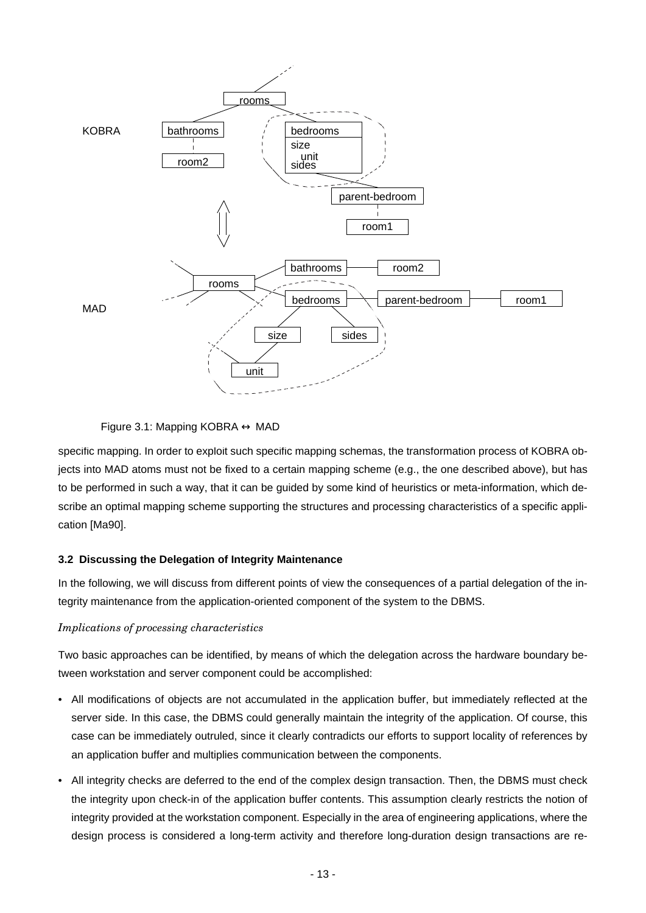Figure 3.1: Mapping KOBRA ↔ MAD

specific mapping. In order to exploit such specific mapping schemas, the transformation process of KOBRA objects into MAD atoms must not be fixed to a certain mapping scheme (e.g., the one described above), but has to be performed in such a way, that it can be guided by some kind of heuristics or meta-information, which describe an optimal mapping scheme supporting the structures and processing characteristics of a specific application [Ma90].

### 3.2 Discussing the Delegation of Integrity Maintenance

In the following, we will discuss from different points of view the consequences of a partial delegation of the integrity maintenance from the application-oriented component of the system to the DBMS.

*Implications of processing characteristics*

Two basic approaches can be identified, by means of which the delegation across the hardware boundary between workstation and server component could be accomplished:

- All modifications of objects are not accumulated in the application buffer, but immediately reflected at the server side. In this case, the DBMS could generally maintain the integrity of the application. Of course, this case can be immediately outruled, since it clearly contradicts our efforts to support locality of references by an application buffer and multiplies communication between the components.
- All integrity checks are deferred to the end of the complex design transaction. Then, the DBMS must check the integrity upon check-in of the application buffer contents. This assumption clearly restricts the notion of integrity provided at the workstation component. Especially in the area of engineering applications, where the design process is considered a long-term activity and therefore long-duration design transactions are re-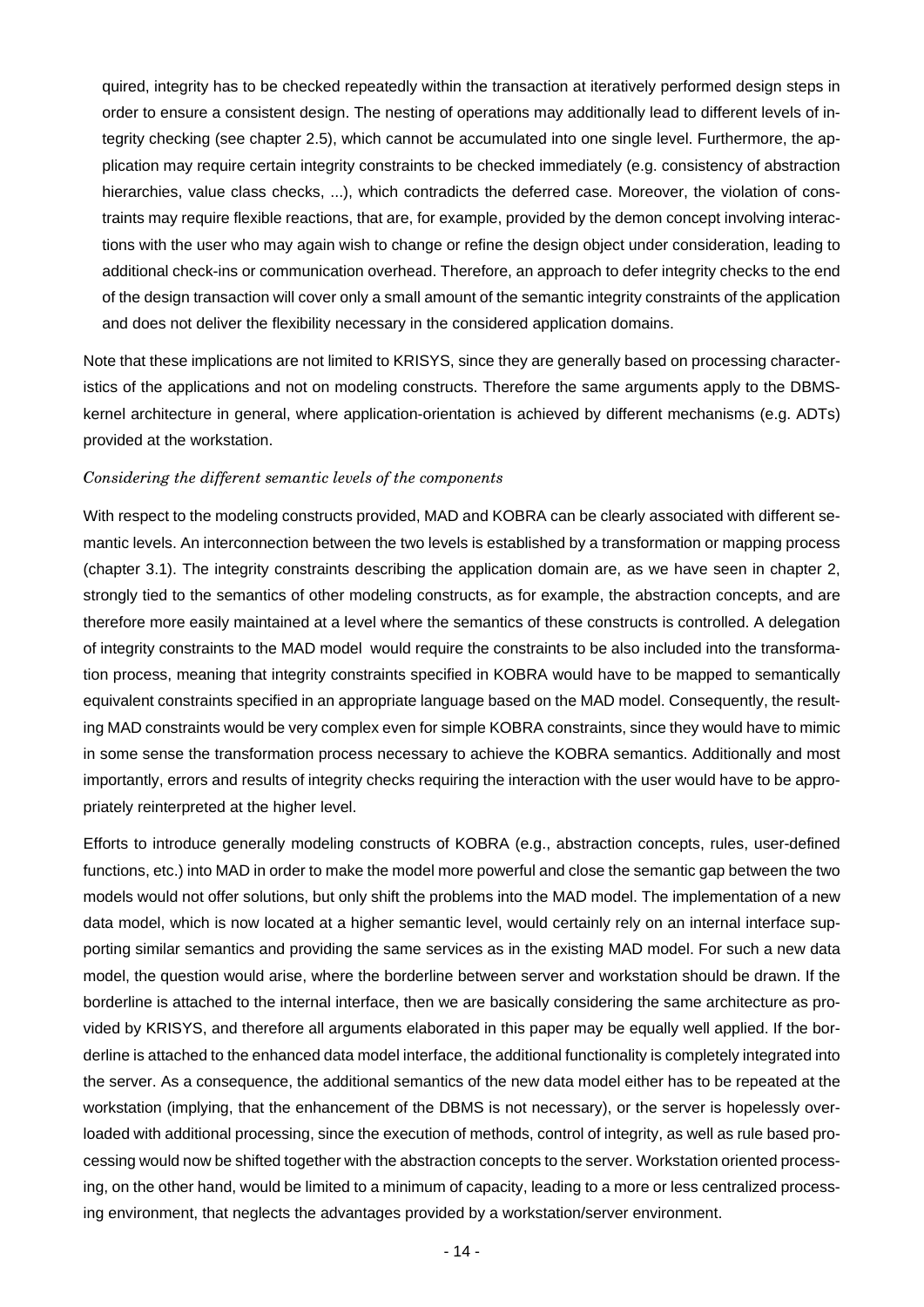quired, integrity has to be checked repeatedly within the transaction at iteratively performed design steps in order to ensure a consistent design. The nesting of operations may additionally lead to different levels of integrity checking (see chapter 2.5), which cannot be accumulated into one single level. Furthermore, the application may require certain integrity constraints to be checked immediately (e.g. consistency of abstraction hierarchies, value class checks, ...), which contradicts the deferred case. Moreover, the violation of constraints may require flexible reactions, that are, for example, provided by the demon concept involving interactions with the user who may again wish to change or refine the design object under consideration, leading to additional check-ins or communication overhead. Therefore, an approach to defer integrity checks to the end of the design transaction will cover only a small amount of the semantic integrity constraints of the application and does not deliver the flexibility necessary in the considered application domains.

Note that these implications are not limited to KRISYS, since they are generally based on processing characteristics of the applications and not on modeling constructs. Therefore the same arguments apply to the DBMS-kernel architecture in general, where application-orientation is achieved by different mechanisms (e.g. ADTs) provided at the workstation.

*Considering the different semantic levels of the components*

With respect to the modeling constructs provided, MAD and KOBRA can be clearly associated with different semantic levels. An interconnection between the two levels is established by a transformation or mapping process (chapter 3.1). The integrity constraints describing the application domain are, as we have seen in chapter 2, strongly tied to the semantics of other modeling constructs, as for example, the abstraction concepts, and are therefore more easily maintained at a level where the semantics of these constructs is controlled. A delegation of integrity constraints to the MAD model would require the constraints to be also included into the transformation process, meaning that integrity constraints specified in KOBRA would have to be mapped to semantically equivalent constraints specified in an appropriate language based on the MAD model. Consequently, the resulting MAD constraints would be very complex even for simple KOBRA constraints, since they would have to mimic in some sense the transformation process necessary to achieve the KOBRA semantics. Additionally and most importantly, errors and results of integrity checks requiring the interaction with the user would have to be appropriately reinterpreted at the higher level.

Efforts to introduce generally modeling constructs of KOBRA (e.g., abstraction concepts, rules, user-defined functions, etc.) into MAD in order to make the model more powerful and close the semantic gap between the two models would not offer solutions, but only shift the problems into the MAD model. The implementation of a new data model, which is now located at a higher semantic level, would certainly rely on an internal interface supporting similar semantics and providing the same services as in the existing MAD model. For such a new data model, the question would arise, where the borderline between server and workstation should be drawn. If the borderline is attached to the internal interface, then we are basically considering the same architecture as provided by KRISYS, and therefore all arguments elaborated in this paper may be equally well applied. If the borderline is attached to the enhanced data model interface, the additional functionality is completely integrated into the server. As a consequence, the additional semantics of the new data model either has to be repeated at the workstation (implying, that the enhancement of the DBMS is not necessary), or the server is hopelessly overloaded with additional processing, since the execution of methods, control of integrity, as well as rule based processing would now be shifted together with the abstraction concepts to the server. Workstation oriented processing, on the other hand, would be limited to a minimum of capacity, leading to a more or less centralized processing environment, that neglects the advantages provided by a workstation/server environment.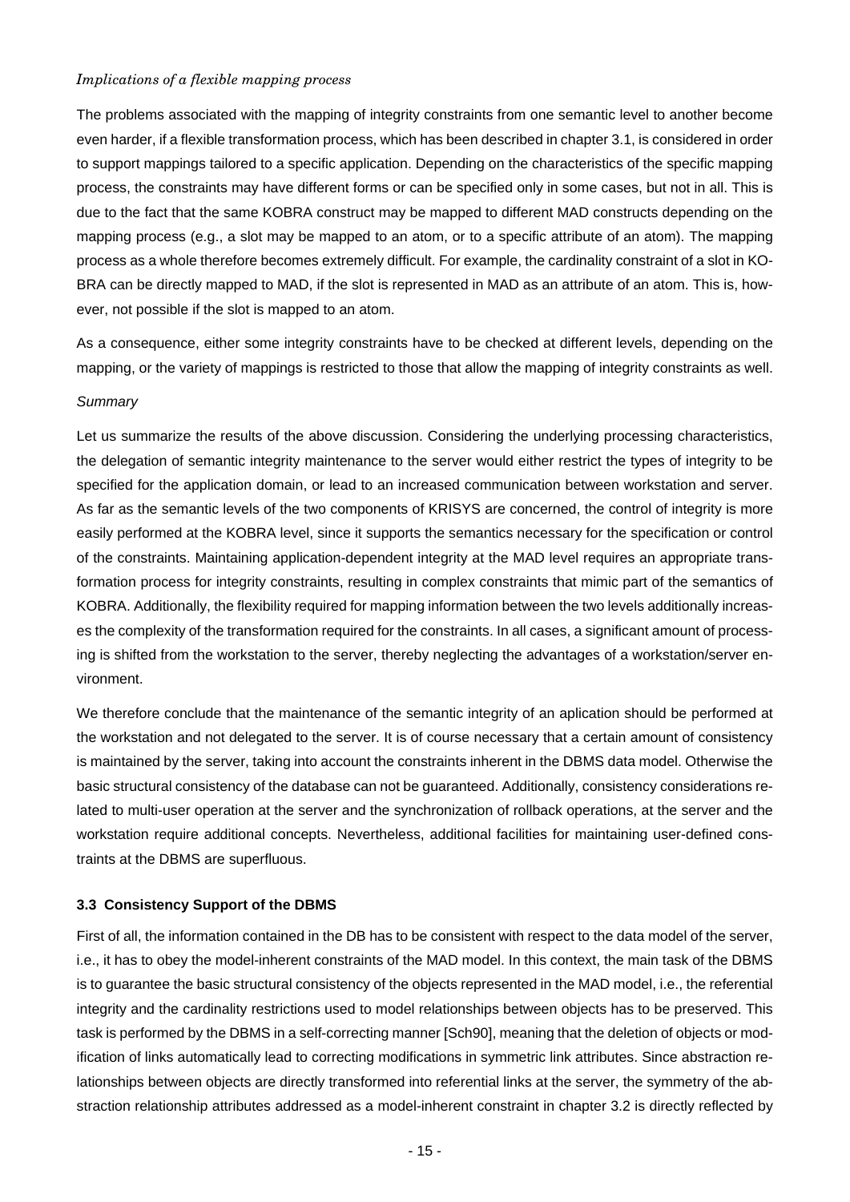*Implications of a flexible mapping process*

The problems associated with the mapping of integrity constraints from one semantic level to another become even harder, if a flexible transformation process, which has been described in chapter 3.1, is considered in order to support mappings tailored to a specific application. Depending on the characteristics of the specific mapping process, the constraints may have different forms or can be specified only in some cases, but not in all. This is due to the fact that the same KOBRA construct may be mapped to different MAD constructs depending on the mapping process (e.g., a slot may be mapped to an atom, or to a specific attribute of an atom). The mapping process as a whole therefore becomes extremely difficult. For example, the cardinality constraint of a slot in KOBRA can be directly mapped to MAD, if the slot is represented in MAD as an attribute of an atom. This is, however, not possible if the slot is mapped to an atom.

As a consequence, either some integrity constraints have to be checked at different levels, depending on the mapping, or the variety of mappings is restricted to those that allow the mapping of integrity constraints as well.

*Summary*

Let us summarize the results of the above discussion. Considering the underlying processing characteristics, the delegation of semantic integrity maintenance to the server would either restrict the types of integrity to be specified for the application domain, or lead to an increased communication between workstation and server. As far as the semantic levels of the two components of KRISYS are concerned, the control of integrity is more easily performed at the KOBRA level, since it supports the semantics necessary for the specification or control of the constraints. Maintaining application-dependent integrity at the MAD level requires an appropriate transformation process for integrity constraints, resulting in complex constraints that mimic part of the semantics of KOBRA. Additionally, the flexibility required for mapping information between the two levels additionally increases the complexity of the transformation required for the constraints. In all cases, a significant amount of processing is shifted from the workstation to the server, thereby neglecting the advantages of a workstation/server environment.

We therefore conclude that the maintenance of the semantic integrity of an aplication should be performed at the workstation and not delegated to the server. It is of course necessary that a certain amount of consistency is maintained by the server, taking into account the constraints inherent in the DBMS data model. Otherwise the basic structural consistency of the database can not be guaranteed. Additionally, consistency considerations related to multi-user operation at the server and the synchronization of rollback operations, at the server and the workstation require additional concepts. Nevertheless, additional facilities for maintaining user-defined constraints at the DBMS are superfluous.

### 3.3 Consistency Support of the DBMS

First of all, the information contained in the DB has to be consistent with respect to the data model of the server, i.e., it has to obey the model-inherent constraints of the MAD model. In this context, the main task of the DBMS is to guarantee the basic structural consistency of the objects represented in the MAD model, i.e., the referential integrity and the cardinality restrictions used to model relationships between objects has to be preserved. This task is performed by the DBMS in a self-correcting manner [Sch90], meaning that the deletion of objects or modification of links automatically lead to correcting modifications in symmetric link attributes. Since abstraction relationships between objects are directly transformed into referential links at the server, the symmetry of the abstraction relationship attributes addressed as a model-inherent constraint in chapter 3.2 is directly reflected by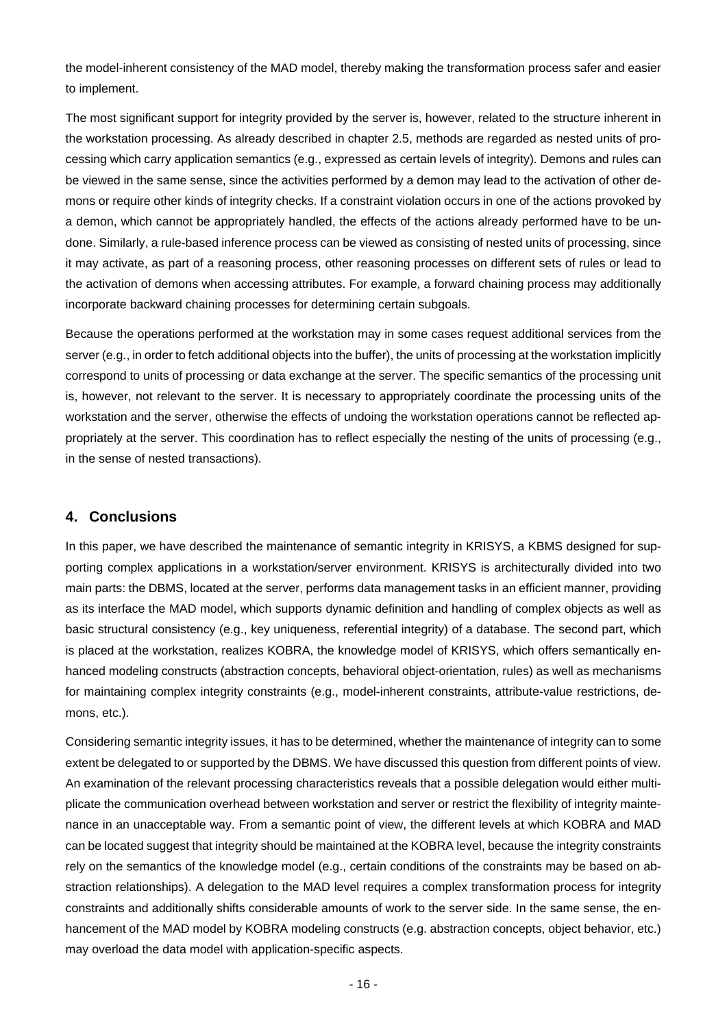the model-inherent consistency of the MAD model, thereby making the transformation process safer and easier to implement.

The most significant support for integrity provided by the server is, however, related to the structure inherent in the workstation processing. As already described in chapter 2.5, methods are regarded as nested units of processing which carry application semantics (e.g., expressed as certain levels of integrity). Demons and rules can be viewed in the same sense, since the activities performed by a demon may lead to the activation of other demons or require other kinds of integrity checks. If a constraint violation occurs in one of the actions provoked by a demon, which cannot be appropriately handled, the effects of the actions already performed have to be undone. Similarly, a rule-based inference process can be viewed as consisting of nested units of processing, since it may activate, as part of a reasoning process, other reasoning processes on different sets of rules or lead to the activation of demons when accessing attributes. For example, a forward chaining process may additionally incorporate backward chaining processes for determining certain subgoals.

Because the operations performed at the workstation may in some cases request additional services from the server (e.g., in order to fetch additional objects into the buffer), the units of processing at the workstation implicitly correspond to units of processing or data exchange at the server. The specific semantics of the processing unit is, however, not relevant to the server. It is necessary to appropriately coordinate the processing units of the workstation and the server, otherwise the effects of undoing the workstation operations cannot be reflected appropriately at the server. This coordination has to reflect especially the nesting of the units of processing (e.g., in the sense of nested transactions).

## 4. Conclusions

In this paper, we have described the maintenance of semantic integrity in KRISYS, a KBMS designed for supporting complex applications in a workstation/server environment. KRISYS is architecturally divided into two main parts: the DBMS, located at the server, performs data management tasks in an efficient manner, providing as its interface the MAD model, which supports dynamic definition and handling of complex objects as well as basic structural consistency (e.g., key uniqueness, referential integrity) of a database. The second part, which is placed at the workstation, realizes KOBRA, the knowledge model of KRISYS, which offers semantically enhanced modeling constructs (abstraction concepts, behavioral object-orientation, rules) as well as mechanisms for maintaining complex integrity constraints (e.g., model-inherent constraints, attribute-value restrictions, demons, etc.).

Considering semantic integrity issues, it has to be determined, whether the maintenance of integrity can to some extent be delegated to or supported by the DBMS. We have discussed this question from different points of view. An examination of the relevant processing characteristics reveals that a possible delegation would either multiplicate the communication overhead between workstation and server or restrict the flexibility of integrity maintenance in an unacceptable way. From a semantic point of view, the different levels at which KOBRA and MAD can be located suggest that integrity should be maintained at the KOBRA level, because the integrity constraints rely on the semantics of the knowledge model (e.g., certain conditions of the constraints may be based on abstraction relationships). A delegation to the MAD level requires a complex transformation process for integrity constraints and additionally shifts considerable amounts of work to the server side. In the same sense, the enhancement of the MAD model by KOBRA modeling constructs (e.g. abstraction concepts, object behavior, etc.) may overload the data model with application-specific aspects.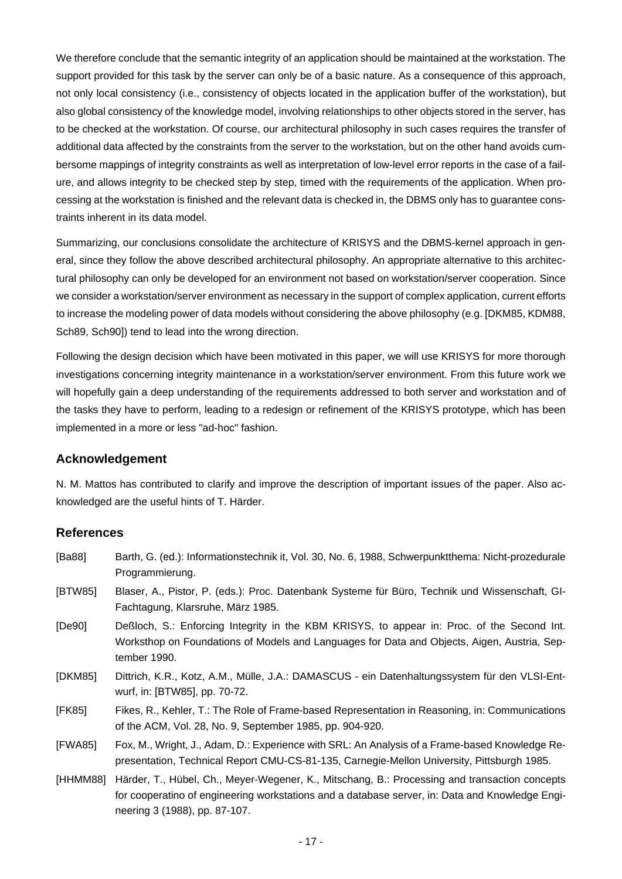We therefore conclude that the semantic integrity of an application should be maintained at the workstation. The support provided for this task by the server can only be of a basic nature. As a consequence of this approach, not only local consistency (i.e., consistency of objects located in the application buffer of the workstation), but also global consistency of the knowledge model, involving relationships to other objects stored in the server, has to be checked at the workstation. Of course, our architectural philosophy in such cases requires the transfer of additional data affected by the constraints from the server to the workstation, but on the other hand avoids cumbersome mappings of integrity constraints as well as interpretation of low-level error reports in the case of a failure, and allows integrity to be checked step by step, timed with the requirements of the application. When processing at the workstation is finished and the relevant data is checked in, the DBMS only has to guarantee constraints inherent in its data model.

Summarizing, our conclusions consolidate the architecture of KRISYS and the DBMS-kernel approach in general, since they follow the above described architectural philosophy. An appropriate alternative to this architectural philosophy can only be developed for an environment not based on workstation/server cooperation. Since we consider a workstation/server environment as necessary in the support of complex application, current efforts to increase the modeling power of data models without considering the above philosophy (e.g. [DKM85, KDM88, Sch89, Sch90]) tend to lead into the wrong direction.

Following the design decision which have been motivated in this paper, we will use KRISYS for more thorough investigations concerning integrity maintenance in a workstation/server environment. From this future work we will hopefully gain a deep understanding of the requirements addressed to both server and workstation and of the tasks they have to perform, leading to a redesign or refinement of the KRISYS prototype, which has been implemented in a more or less "ad-hoc" fashion.

## Acknowledgement

N. M. Mattos has contributed to clarify and improve the description of important issues of the paper. Also acknowledged are the useful hints of T. Härder.

## References

[Ba88] Barth, G. (ed.): Informationstechnik it, Vol. 30, No. 6, 1988, Schwerpunktthema: Nicht-prozedurale Programmierung.

[BTW85] Blaser, A., Pistor, P. (eds.): Proc. Datenbank Systeme für Büro, Technik und Wissenschaft, GI-Fachtagung, Klarsruhe, März 1985.

[De90] Deßloch, S.: Enforcing Integrity in the KBM KRISYS, to appear in: Proc. of the Second Int. Worksthop on Foundations of Models and Languages for Data and Objects, Aigen, Austria, September 1990.

[DKM85] Dittrich, K.R., Kotz, A.M., Mülle, J.A.: DAMASCUS - ein Datenhaltungssystem für den VLSI-Entwurf, in: [BTW85], pp. 70-72.

[FK85] Fikes, R., Kehler, T.: The Role of Frame-based Representation in Reasoning, in: Communications of the ACM, Vol. 28, No. 9, September 1985, pp. 904-920.

[FWA85] Fox, M., Wright, J., Adam, D.: Experience with SRL: An Analysis of a Frame-based Knowledge Representation, Technical Report CMU-CS-81-135, Carnegie-Mellon University, Pittsburgh 1985.

[HHMM88] Härder, T., Hübel, Ch., Meyer-Wegener, K., Mitschang, B.: Processing and transaction concepts for cooperatino of engineering workstations and a database server, in: Data and Knowledge Engineering 3 (1988), pp. 87-107.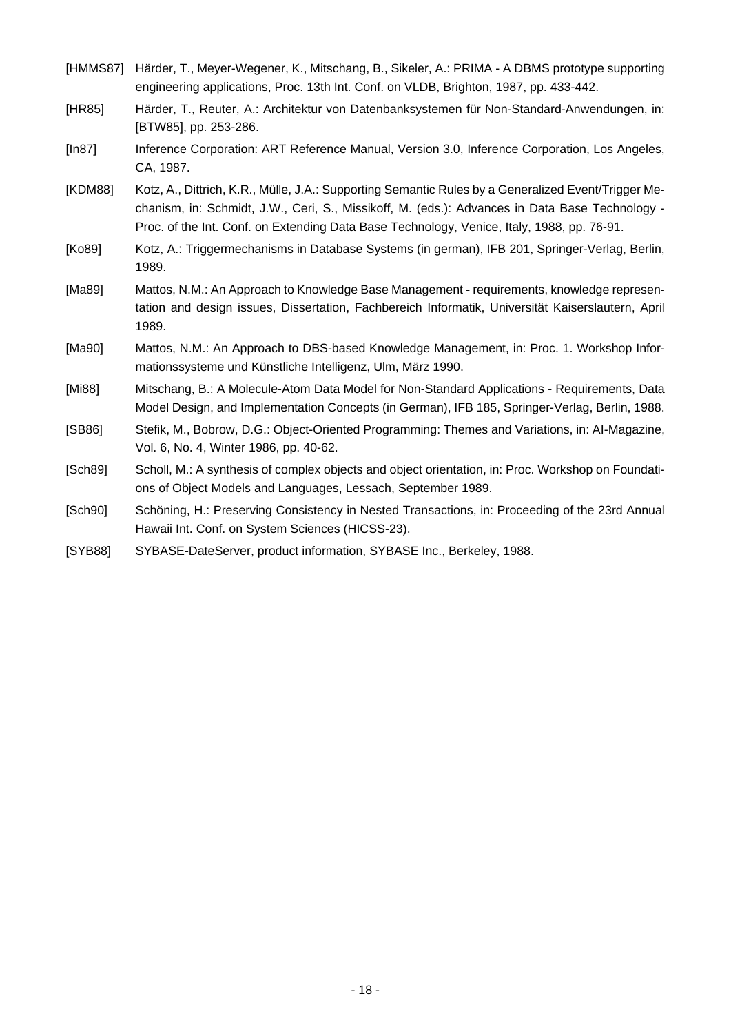[HMMS87] Härder, T., Meyer-Wegener, K., Mitschang, B., Sikeler, A.: PRIMA - A DBMS prototype supporting engineering applications, Proc. 13th Int. Conf. on VLDB, Brighton, 1987, pp. 433-442.

[HR85] Härder, T., Reuter, A.: Architektur von Datenbanksystemen für Non-Standard-Anwendungen, in: [BTW85], pp. 253-286.

[In87] Inference Corporation: ART Reference Manual, Version 3.0, Inference Corporation, Los Angeles, CA, 1987.

[KDM88] Kotz, A., Dittrich, K.R., Mülle, J.A.: Supporting Semantic Rules by a Generalized Event/Trigger Mechanism, in: Schmidt, J.W., Ceri, S., Missikoff, M. (eds.): Advances in Data Base Technology - Proc. of the Int. Conf. on Extending Data Base Technology, Venice, Italy, 1988, pp. 76-91.

[Ko89] Kotz, A.: Triggermechanisms in Database Systems (in german), IFB 201, Springer-Verlag, Berlin, 1989.

[Ma89] Mattos, N.M.: An Approach to Knowledge Base Management - requirements, knowledge representation and design issues, Dissertation, Fachbereich Informatik, Universität Kaiserslautern, April 1989.

[Ma90] Mattos, N.M.: An Approach to DBS-based Knowledge Management, in: Proc. 1. Workshop Informationssysteme und Künstliche Intelligenz, Ulm, März 1990.

[Mi88] Mitschang, B.: A Molecule-Atom Data Model for Non-Standard Applications - Requirements, Data Model Design, and Implementation Concepts (in German), IFB 185, Springer-Verlag, Berlin, 1988.

[SB86] Stefik, M., Bobrow, D.G.: Object-Oriented Programming: Themes and Variations, in: AI-Magazine, Vol. 6, No. 4, Winter 1986, pp. 40-62.

[Sch89] Scholl, M.: A synthesis of complex objects and object orientation, in: Proc. Workshop on Foundations of Object Models and Languages, Lessach, September 1989.

[Sch90] Schöning, H.: Preserving Consistency in Nested Transactions, in: Proceeding of the 23rd Annual Hawaii Int. Conf. on System Sciences (HICSS-23).

[SYB88] SYBASE-DateServer, product information, SYBASE Inc., Berkeley, 1988.